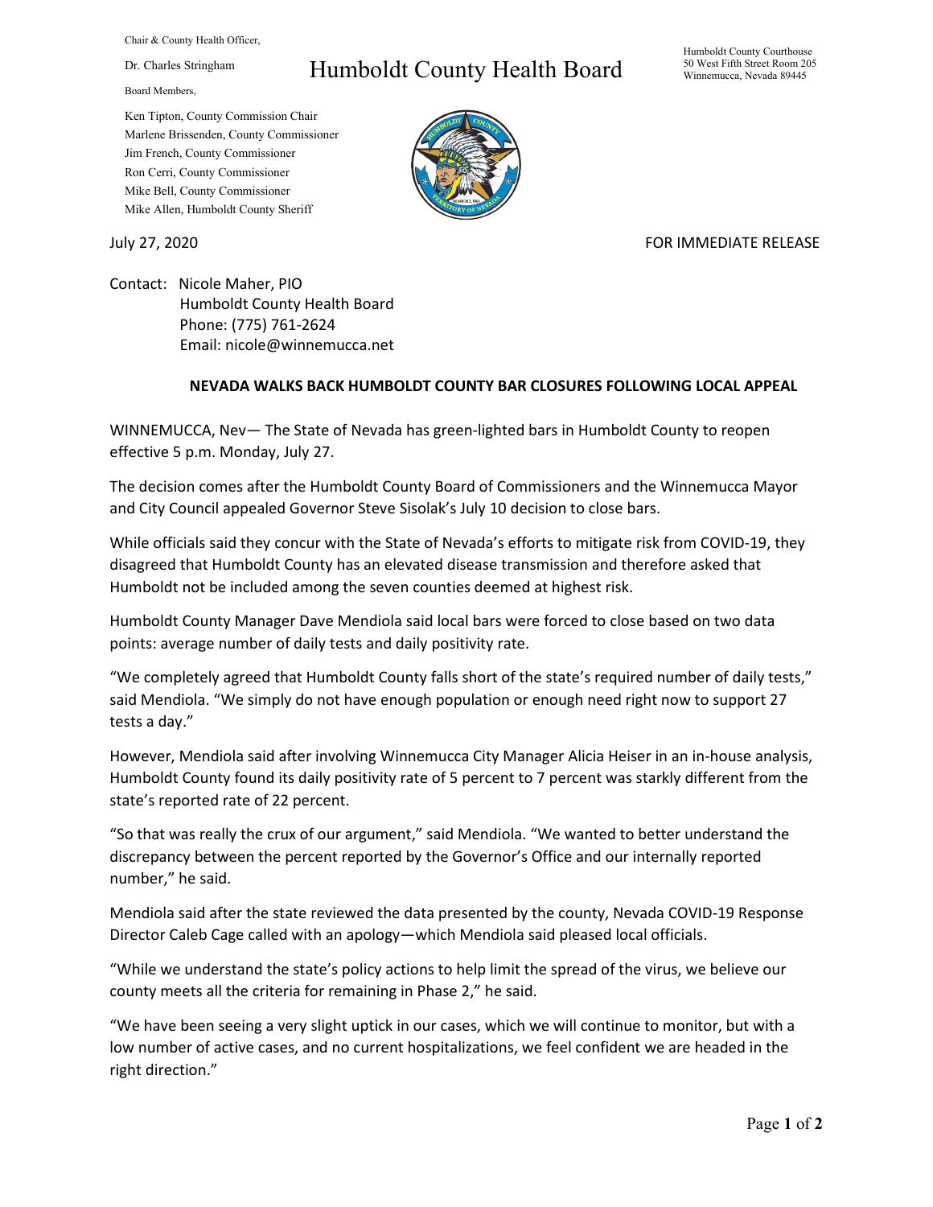Chair & County Health Officer,

Dr. Charles Stringham

Board Members,

Ken Tipton, County Commission Chair
Marlene Brissenden, County Commissioner
Jim French, County Commissioner
Ron Cerri, County Commissioner
Mike Bell, County Commissioner
Mike Allen, Humboldt County Sheriff

# Humboldt County Health Board

Humboldt County Courthouse
50 West Fifth Street Room 205
Winnemucca, Nevada 89445

July 27, 2020

FOR IMMEDIATE RELEASE

Contact: Nicole Maher, PIO
Humboldt County Health Board
Phone: (775) 761-2624
Email: nicole@winnemucca.net

## NEVADA WALKS BACK HUMBOLDT COUNTY BAR CLOSURES FOLLOWING LOCAL APPEAL

WINNEMUCCA, Nev— The State of Nevada has green-lighted bars in Humboldt County to reopen effective 5 p.m. Monday, July 27.

The decision comes after the Humboldt County Board of Commissioners and the Winnemucca Mayor and City Council appealed Governor Steve Sisolak's July 10 decision to close bars.

While officials said they concur with the State of Nevada's efforts to mitigate risk from COVID-19, they disagreed that Humboldt County has an elevated disease transmission and therefore asked that Humboldt not be included among the seven counties deemed at highest risk.

Humboldt County Manager Dave Mendiola said local bars were forced to close based on two data points: average number of daily tests and daily positivity rate.

"We completely agreed that Humboldt County falls short of the state's required number of daily tests," said Mendiola. "We simply do not have enough population or enough need right now to support 27 tests a day."

However, Mendiola said after involving Winnemucca City Manager Alicia Heiser in an in-house analysis, Humboldt County found its daily positivity rate of 5 percent to 7 percent was starkly different from the state's reported rate of 22 percent.

"So that was really the crux of our argument," said Mendiola. "We wanted to better understand the discrepancy between the percent reported by the Governor's Office and our internally reported number," he said.

Mendiola said after the state reviewed the data presented by the county, Nevada COVID-19 Response Director Caleb Cage called with an apology—which Mendiola said pleased local officials.

"While we understand the state's policy actions to help limit the spread of the virus, we believe our county meets all the criteria for remaining in Phase 2," he said.

"We have been seeing a very slight uptick in our cases, which we will continue to monitor, but with a low number of active cases, and no current hospitalizations, we feel confident we are headed in the right direction."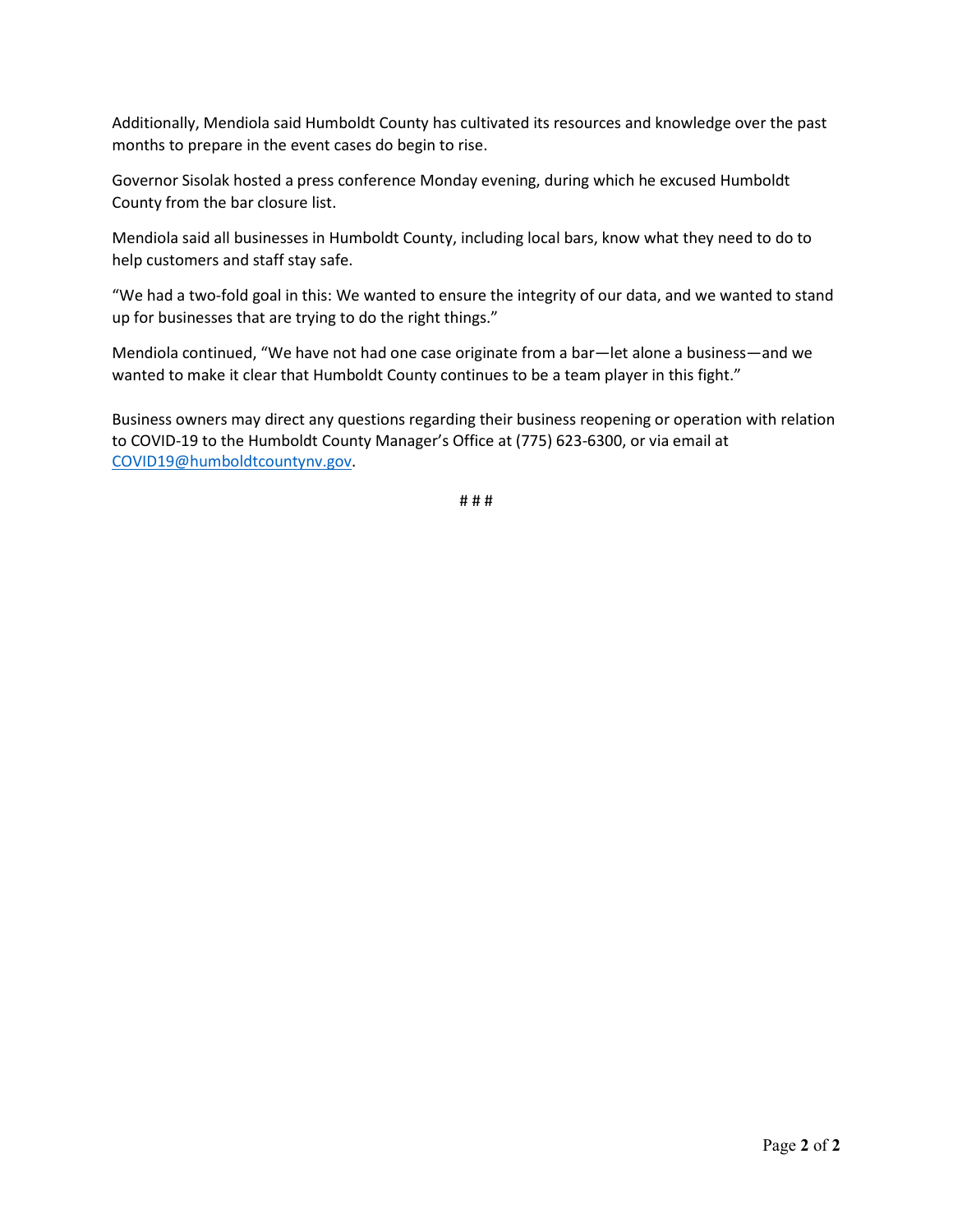Additionally, Mendiola said Humboldt County has cultivated its resources and knowledge over the past months to prepare in the event cases do begin to rise.

Governor Sisolak hosted a press conference Monday evening, during which he excused Humboldt County from the bar closure list.

Mendiola said all businesses in Humboldt County, including local bars, know what they need to do to help customers and staff stay safe.

"We had a two-fold goal in this: We wanted to ensure the integrity of our data, and we wanted to stand up for businesses that are trying to do the right things."

Mendiola continued, "We have not had one case originate from a bar—let alone a business—and we wanted to make it clear that Humboldt County continues to be a team player in this fight."

Business owners may direct any questions regarding their business reopening or operation with relation to COVID-19 to the Humboldt County Manager's Office at (775) 623-6300, or via email at COVID19@humboldtcountynv.gov.

# # #